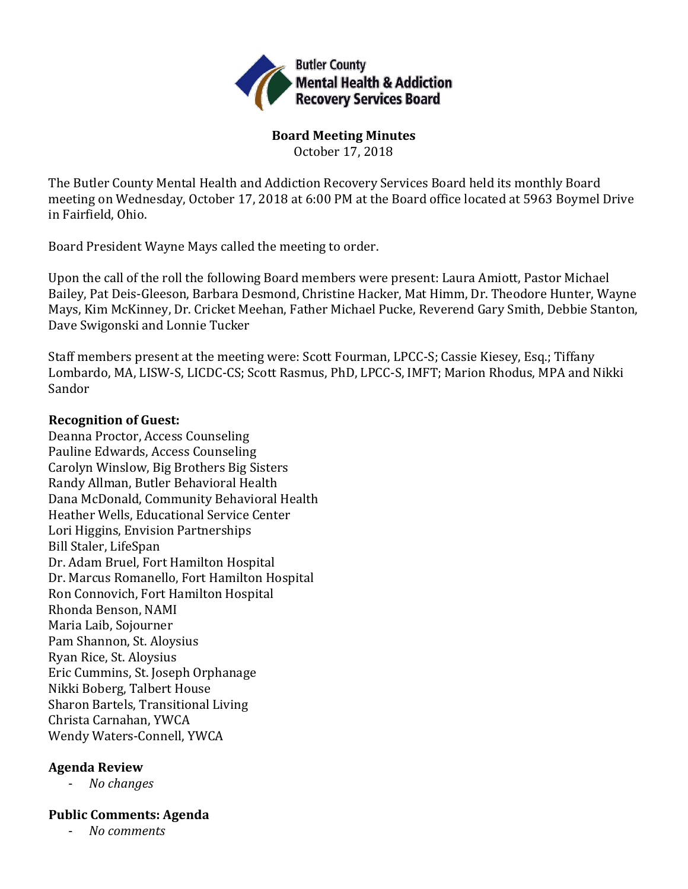**Butler County Mental Health & Addiction Recovery Services Board**

# Board Meeting Minutes

October 17, 2018

The Butler County Mental Health and Addiction Recovery Services Board held its monthly Board meeting on Wednesday, October 17, 2018 at 6:00 PM at the Board office located at 5963 Boymel Drive in Fairfield, Ohio.

Board President Wayne Mays called the meeting to order.

Upon the call of the roll the following Board members were present: Laura Amiott, Pastor Michael Bailey, Pat Deis-Gleeson, Barbara Desmond, Christine Hacker, Mat Himm, Dr. Theodore Hunter, Wayne Mays, Kim McKinney, Dr. Cricket Meehan, Father Michael Pucke, Reverend Gary Smith, Debbie Stanton, Dave Swigonski and Lonnie Tucker

Staff members present at the meeting were: Scott Fourman, LPCC-S; Cassie Kiesey, Esq.; Tiffany Lombardo, MA, LISW-S, LICDC-CS; Scott Rasmus, PhD, LPCC-S, IMFT; Marion Rhodus, MPA and Nikki Sandor

**Recognition of Guest:**

Deanna Proctor, Access Counseling
Pauline Edwards, Access Counseling
Carolyn Winslow, Big Brothers Big Sisters
Randy Allman, Butler Behavioral Health
Dana McDonald, Community Behavioral Health
Heather Wells, Educational Service Center
Lori Higgins, Envision Partnerships
Bill Staler, LifeSpan
Dr. Adam Bruel, Fort Hamilton Hospital
Dr. Marcus Romanello, Fort Hamilton Hospital
Ron Connovich, Fort Hamilton Hospital
Rhonda Benson, NAMI
Maria Laib, Sojourner
Pam Shannon, St. Aloysius
Ryan Rice, St. Aloysius
Eric Cummins, St. Joseph Orphanage
Nikki Boberg, Talbert House
Sharon Bartels, Transitional Living
Christa Carnahan, YWCA
Wendy Waters-Connell, YWCA

**Agenda Review**

- *No changes*

**Public Comments: Agenda**

- *No comments*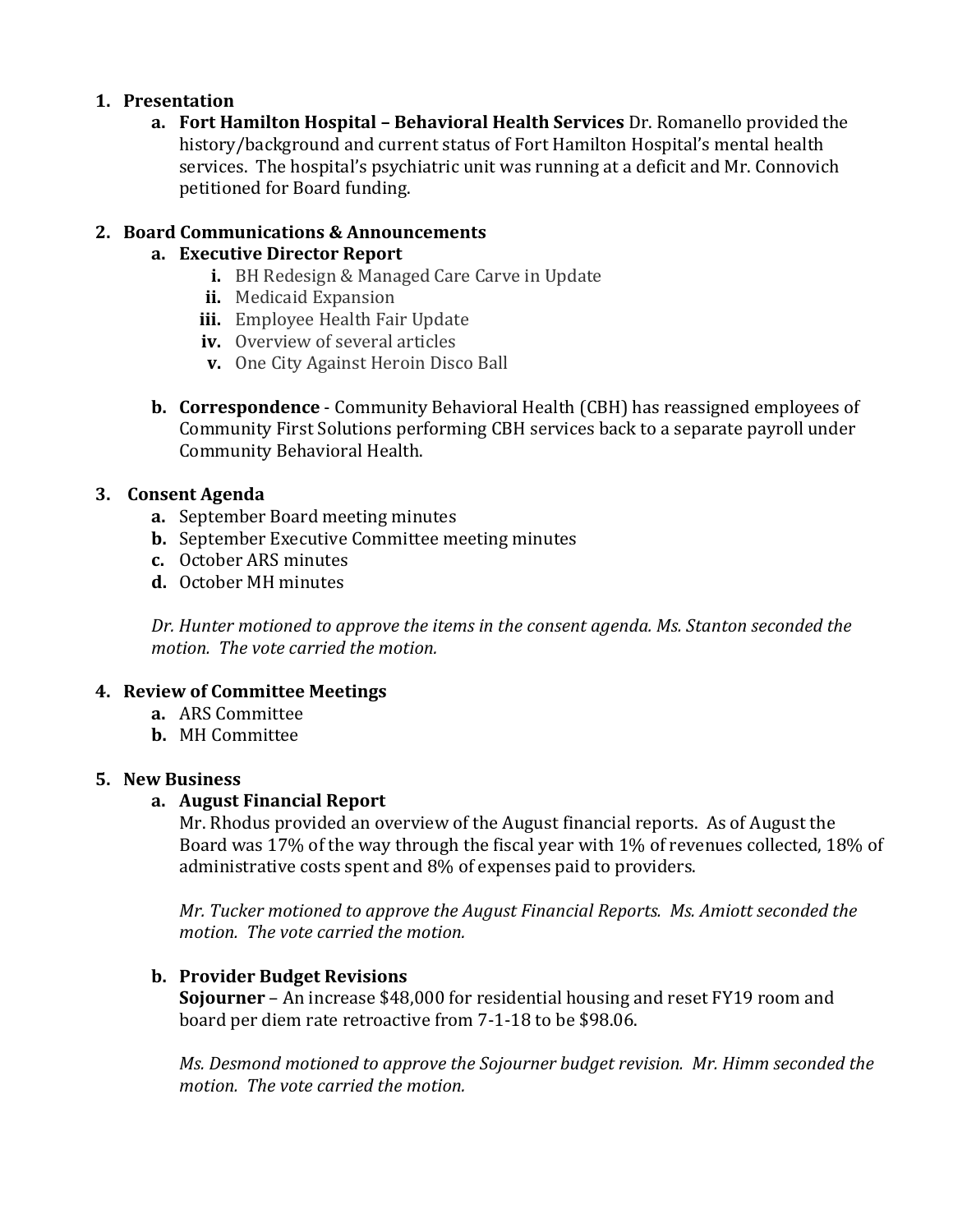1. **Presentation**
    a. **Fort Hamilton Hospital – Behavioral Health Services** Dr. Romanello provided the history/background and current status of Fort Hamilton Hospital's mental health services. The hospital's psychiatric unit was running at a deficit and Mr. Connovich petitioned for Board funding.

2. **Board Communications & Announcements**
    a. **Executive Director Report**
        i. BH Redesign & Managed Care Carve in Update
        ii. Medicaid Expansion
        iii. Employee Health Fair Update
        iv. Overview of several articles
        v. One City Against Heroin Disco Ball

    b. **Correspondence** - Community Behavioral Health (CBH) has reassigned employees of Community First Solutions performing CBH services back to a separate payroll under Community Behavioral Health.

3. **Consent Agenda**
    a. September Board meeting minutes
    b. September Executive Committee meeting minutes
    c. October ARS minutes
    d. October MH minutes

    *Dr. Hunter motioned to approve the items in the consent agenda. Ms. Stanton seconded the motion. The vote carried the motion.*

4. **Review of Committee Meetings**
    a. ARS Committee
    b. MH Committee

5. **New Business**
    a. **August Financial Report**
    Mr. Rhodus provided an overview of the August financial reports. As of August the Board was 17% of the way through the fiscal year with 1% of revenues collected, 18% of administrative costs spent and 8% of expenses paid to providers.

    *Mr. Tucker motioned to approve the August Financial Reports. Ms. Amiott seconded the motion. The vote carried the motion.*

    b. **Provider Budget Revisions**
    **Sojourner** – An increase $48,000 for residential housing and reset FY19 room and board per diem rate retroactive from 7-1-18 to be $98.06.

    *Ms. Desmond motioned to approve the Sojourner budget revision. Mr. Himm seconded the motion. The vote carried the motion.*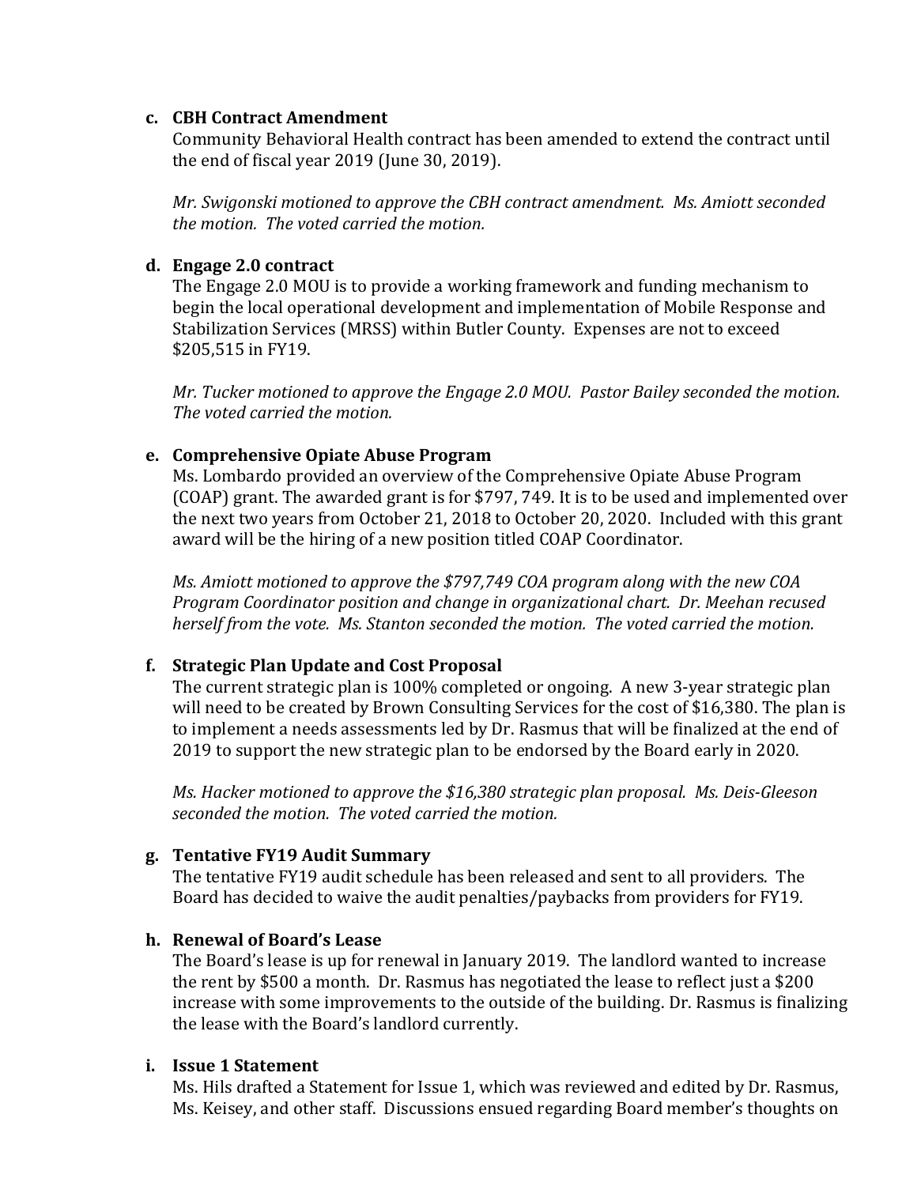**c. CBH Contract Amendment**

Community Behavioral Health contract has been amended to extend the contract until the end of fiscal year 2019 (June 30, 2019).

*Mr. Swigonski motioned to approve the CBH contract amendment. Ms. Amiott seconded the motion. The voted carried the motion.*

**d. Engage 2.0 contract**

The Engage 2.0 MOU is to provide a working framework and funding mechanism to begin the local operational development and implementation of Mobile Response and Stabilization Services (MRSS) within Butler County. Expenses are not to exceed $205,515 in FY19.

*Mr. Tucker motioned to approve the Engage 2.0 MOU. Pastor Bailey seconded the motion. The voted carried the motion.*

**e. Comprehensive Opiate Abuse Program**

Ms. Lombardo provided an overview of the Comprehensive Opiate Abuse Program (COAP) grant. The awarded grant is for $797, 749. It is to be used and implemented over the next two years from October 21, 2018 to October 20, 2020. Included with this grant award will be the hiring of a new position titled COAP Coordinator.

*Ms. Amiott motioned to approve the $797,749 COA program along with the new COA Program Coordinator position and change in organizational chart. Dr. Meehan recused herself from the vote. Ms. Stanton seconded the motion. The voted carried the motion.*

**f. Strategic Plan Update and Cost Proposal**

The current strategic plan is 100% completed or ongoing. A new 3-year strategic plan will need to be created by Brown Consulting Services for the cost of $16,380. The plan is to implement a needs assessments led by Dr. Rasmus that will be finalized at the end of 2019 to support the new strategic plan to be endorsed by the Board early in 2020.

*Ms. Hacker motioned to approve the $16,380 strategic plan proposal. Ms. Deis-Gleeson seconded the motion. The voted carried the motion.*

**g. Tentative FY19 Audit Summary**

The tentative FY19 audit schedule has been released and sent to all providers. The Board has decided to waive the audit penalties/paybacks from providers for FY19.

**h. Renewal of Board's Lease**

The Board's lease is up for renewal in January 2019. The landlord wanted to increase the rent by $500 a month. Dr. Rasmus has negotiated the lease to reflect just a $200 increase with some improvements to the outside of the building. Dr. Rasmus is finalizing the lease with the Board's landlord currently.

**i. Issue 1 Statement**

Ms. Hils drafted a Statement for Issue 1, which was reviewed and edited by Dr. Rasmus, Ms. Keisey, and other staff. Discussions ensued regarding Board member's thoughts on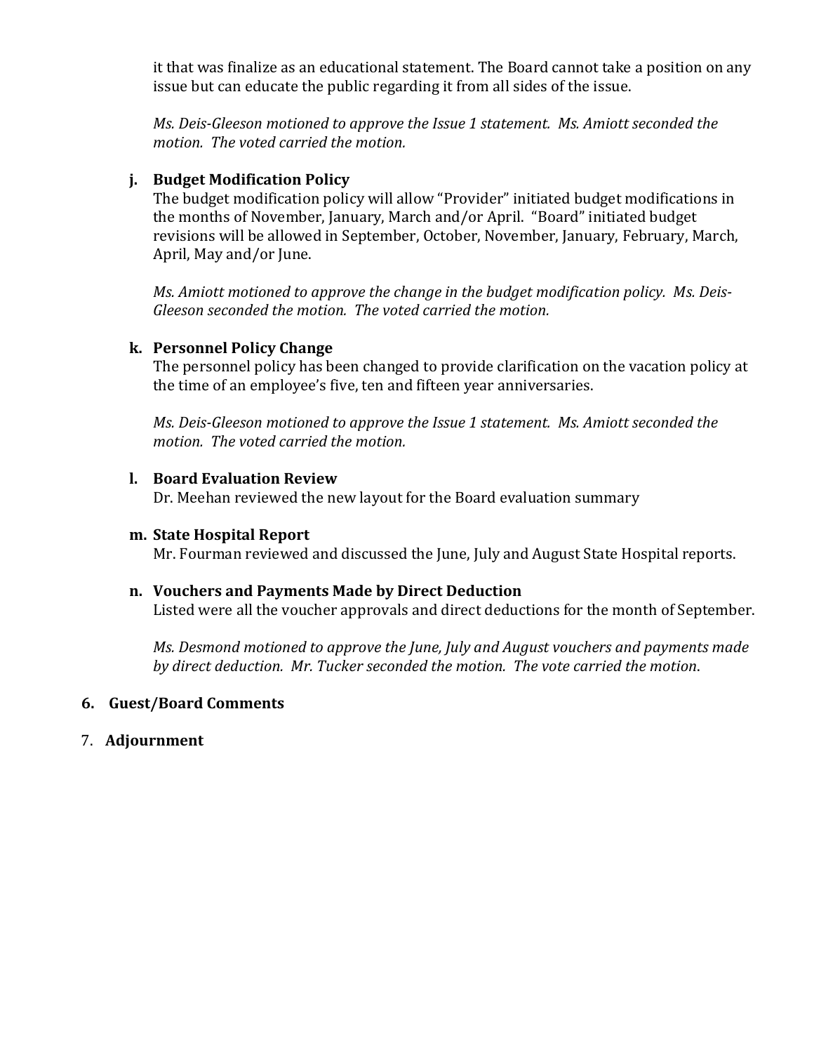it that was finalize as an educational statement. The Board cannot take a position on any issue but can educate the public regarding it from all sides of the issue.

*Ms. Deis-Gleeson motioned to approve the Issue 1 statement. Ms. Amiott seconded the motion. The voted carried the motion.*

**j. Budget Modification Policy**

The budget modification policy will allow "Provider" initiated budget modifications in the months of November, January, March and/or April. "Board" initiated budget revisions will be allowed in September, October, November, January, February, March, April, May and/or June.

*Ms. Amiott motioned to approve the change in the budget modification policy. Ms. Deis-Gleeson seconded the motion. The voted carried the motion.*

**k. Personnel Policy Change**

The personnel policy has been changed to provide clarification on the vacation policy at the time of an employee's five, ten and fifteen year anniversaries.

*Ms. Deis-Gleeson motioned to approve the Issue 1 statement. Ms. Amiott seconded the motion. The voted carried the motion.*

**l. Board Evaluation Review**

Dr. Meehan reviewed the new layout for the Board evaluation summary

**m. State Hospital Report**

Mr. Fourman reviewed and discussed the June, July and August State Hospital reports.

**n. Vouchers and Payments Made by Direct Deduction**

Listed were all the voucher approvals and direct deductions for the month of September.

*Ms. Desmond motioned to approve the June, July and August vouchers and payments made by direct deduction. Mr. Tucker seconded the motion. The vote carried the motion*.

**6. Guest/Board Comments**

7. **Adjournment**